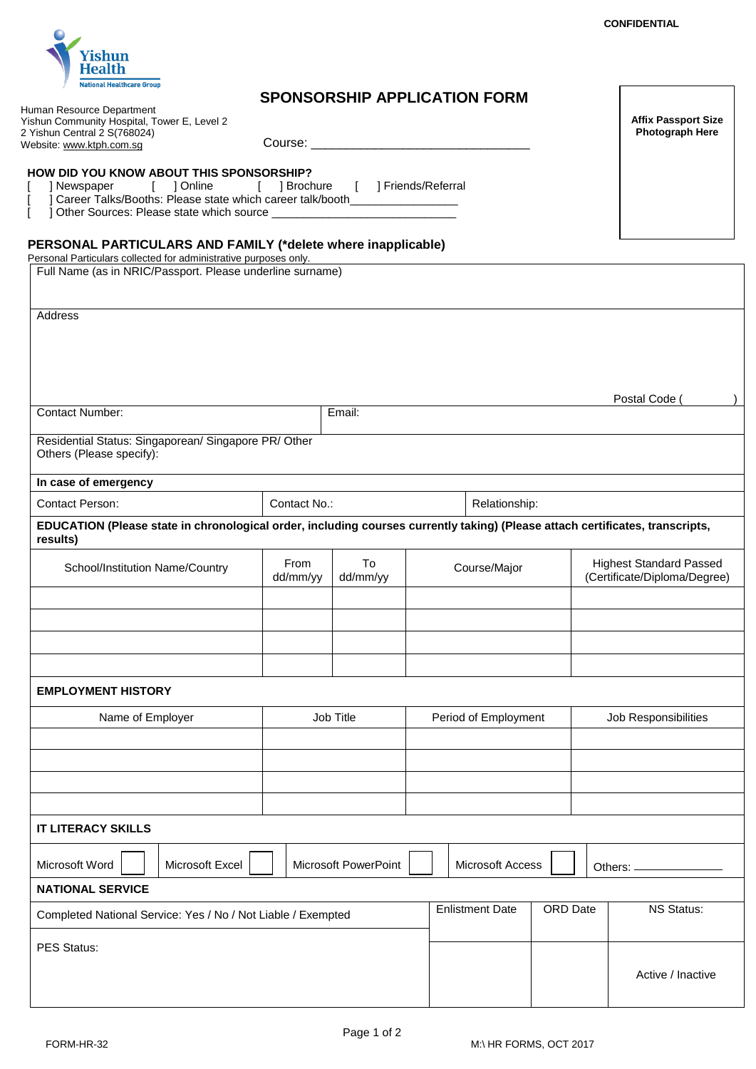CONFIDENTIAL

Yishun Health
National Healthcare Group

Human Resource Department
Yishun Community Hospital, Tower E, Level 2
2 Yishun Central 2 S(768024)
Website: www.ktph.com.sg

# SPONSORSHIP APPLICATION FORM

Course: ________________________________

**Affix Passport Size Photograph Here**

### HOW DID YOU KNOW ABOUT THIS SPONSORSHIP?

[ ] Newspaper [ ] Online [ ] Brochure [ ] Friends/Referral
[ ] Career Talks/Booths: Please state which career talk/booth________________
[ ] Other Sources: Please state which source ____________________________

### PERSONAL PARTICULARS AND FAMILY (*delete where inapplicable)

Personal Particulars collected for administrative purposes only.

| Full Name (as in NRIC/Passport. Please underline surname) | |
|---|---|
| Address<br><br>Postal Code ( ) | |
| Contact Number: | Email: |
| Residential Status: Singaporean/ Singapore PR/ Other<br>Others (Please specify): | |

**In case of emergency**

| Contact Person: | Contact No.: | Relationship: |
|---|---|---|

**EDUCATION (Please state in chronological order, including courses currently taking) (Please attach certificates, transcripts, results)**

| School/Institution Name/Country | From dd/mm/yy | To dd/mm/yy | Course/Major | Highest Standard Passed (Certificate/Diploma/Degree) |
|---|---|---|---|---|
| | | | | |
| | | | | |
| | | | | |
| | | | | |

**EMPLOYMENT HISTORY**

| Name of Employer | Job Title | Period of Employment | Job Responsibilities |
|---|---|---|---|
| | | | |
| | | | |
| | | | |
| | | | |

**IT LITERACY SKILLS**

| Microsoft Word [ ] | Microsoft Excel [ ] | Microsoft PowerPoint [ ] | Microsoft Access [ ] | Others: __________ |
|---|---|---|---|---|

**NATIONAL SERVICE**

| Completed National Service: Yes / No / Not Liable / Exempted | Enlistment Date | ORD Date | NS Status: |
|---|---|---|---|
| PES Status: | | | Active / Inactive |

FORM-HR-32

M:\ HR FORMS, OCT 2017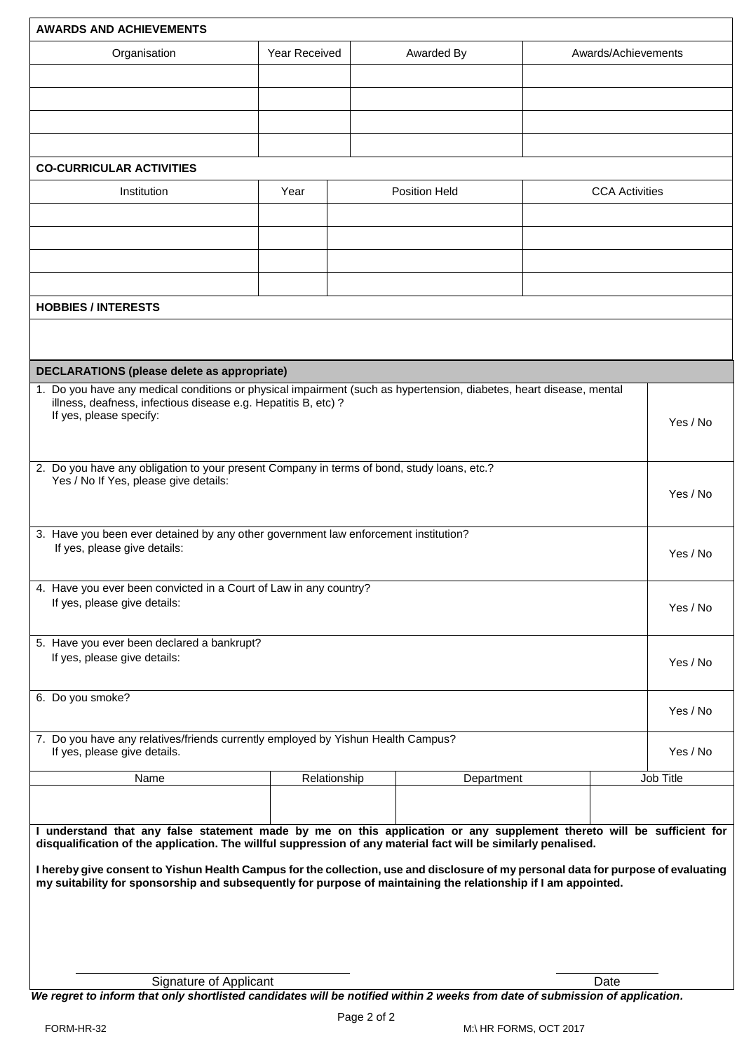## AWARDS AND ACHIEVEMENTS

| Organisation | Year Received | Awarded By | Awards/Achievements |
|---|---|---|---|
| | | | |
| | | | |
| | | | |
| | | | |

## CO-CURRICULAR ACTIVITIES

| Institution | Year | Position Held | CCA Activities |
|---|---|---|---|
| | | | |
| | | | |
| | | | |
| | | | |

## HOBBIES / INTERESTS

## DECLARATIONS (please delete as appropriate)

| | |
|---|---|
| 1. Do you have any medical conditions or physical impairment (such as hypertension, diabetes, heart disease, mental illness, deafness, infectious disease e.g. Hepatitis B, etc) ? If yes, please specify: | Yes / No |
| 2. Do you have any obligation to your present Company in terms of bond, study loans, etc.? Yes / No If Yes, please give details: | Yes / No |
| 3. Have you been ever detained by any other government law enforcement institution? If yes, please give details: | Yes / No |
| 4. Have you ever been convicted in a Court of Law in any country? If yes, please give details: | Yes / No |
| 5. Have you ever been declared a bankrupt? If yes, please give details: | Yes / No |
| 6. Do you smoke? | Yes / No |
| 7. Do you have any relatives/friends currently employed by Yishun Health Campus? If yes, please give details. | Yes / No |

| Name | Relationship | Department | Job Title |
|---|---|---|---|
| | | | |

**I understand that any false statement made by me on this application or any supplement thereto will be sufficient for disqualification of the application. The willful suppression of any material fact will be similarly penalised.**

**I hereby give consent to Yishun Health Campus for the collection, use and disclosure of my personal data for purpose of evaluating my suitability for sponsorship and subsequently for purpose of maintaining the relationship if I am appointed.**

Signature of Applicant

Date

***We regret to inform that only shortlisted candidates will be notified within 2 weeks from date of submission of application.***

FORM-HR-32

M:\ HR FORMS, OCT 2017